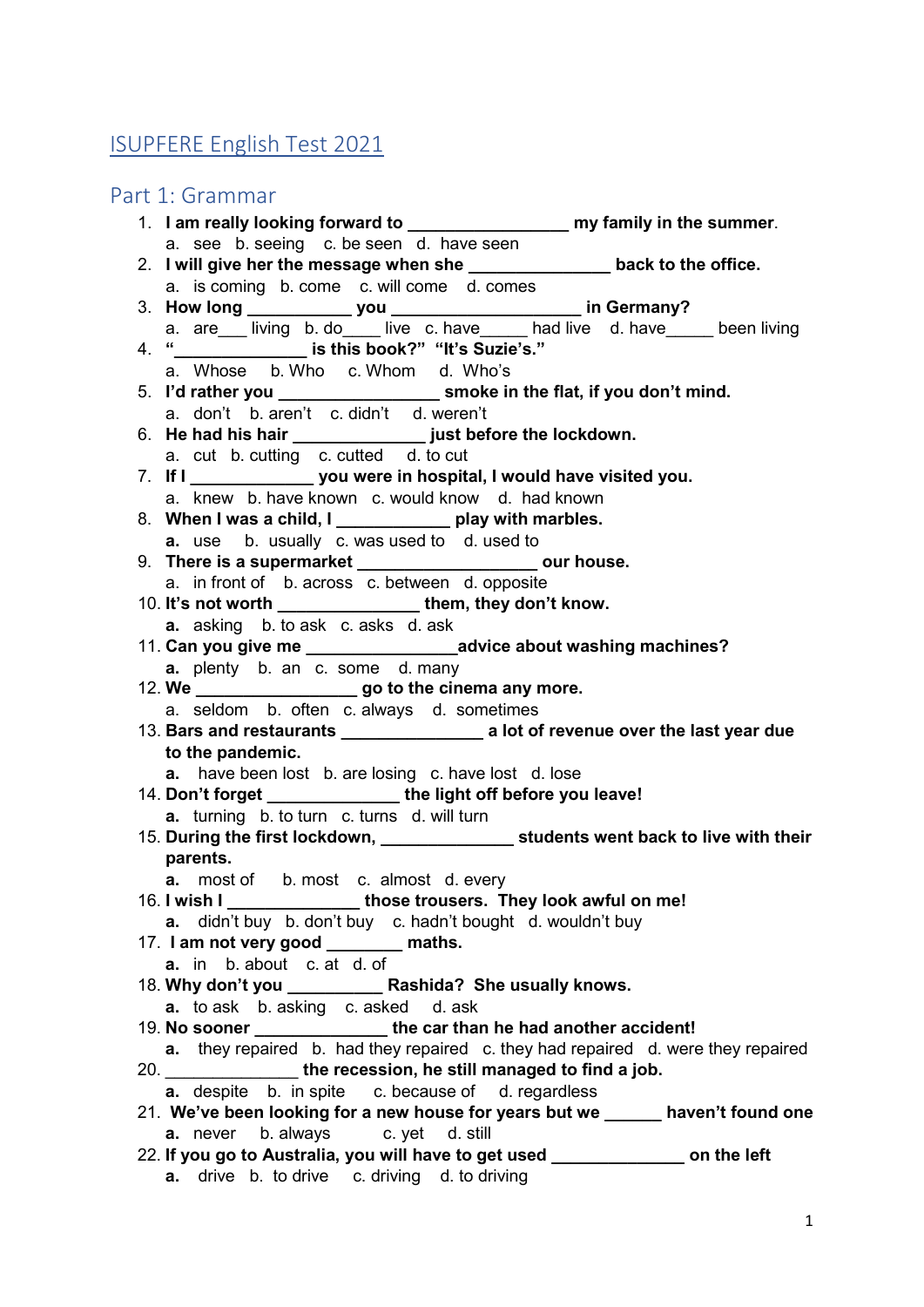# ISUPFERE English Test 2021

## Part 1: Grammar

1. **I am really looking forward to _________________ my family in the summer**.
   a. see b. seeing c. be seen d. have seen
2. **I will give her the message when she _______________ back to the office.**
   a. is coming b. come c. will come d. comes
3. **How long ___________ you ____________________ in Germany?**
   a. are___ living b. do____ live c. have_____ had live d. have_____ been living
4. **"______________ is this book?" "It's Suzie's."**
   a. Whose b. Who c. Whom d. Who's
5. **I'd rather you _________________ smoke in the flat, if you don't mind.**
   a. don't b. aren't c. didn't d. weren't
6. **He had his hair ______________ just before the lockdown.**
   a. cut b. cutting c. cutted d. to cut
7. **If I _____________ you were in hospital, I would have visited you.**
   a. knew b. have known c. would know d. had known
8. **When I was a child, I ____________ play with marbles.**
   **a.** use b. usually c. was used to d. used to
9. **There is a supermarket ___________________ our house.**
   a. in front of b. across c. between d. opposite
10. **It's not worth _______________ them, they don't know.**
    **a.** asking b. to ask c. asks d. ask
11. **Can you give me ________________advice about washing machines?**
    **a.** plenty b. an c. some d. many
12. **We _________________ go to the cinema any more.**
    a. seldom b. often c. always d. sometimes
13. **Bars and restaurants _______________ a lot of revenue over the last year due to the pandemic.**
    **a.** have been lost b. are losing c. have lost d. lose
14. **Don't forget ______________ the light off before you leave!**
    **a.** turning b. to turn c. turns d. will turn
15. **During the first lockdown, ______________ students went back to live with their parents.**
    **a.** most of b. most c. almost d. every
16. **I wish I _____________ those trousers. They look awful on me!**
    **a.** didn't buy b. don't buy c. hadn't bought d. wouldn't buy
17. **I am not very good ________ maths.**
    **a.** in b. about c. at d. of
18. **Why don't you __________ Rashida? She usually knows.**
    **a.** to ask b. asking c. asked d. ask
19. **No sooner _______________ the car than he had another accident!**
    **a.** they repaired b. had they repaired c. they had repaired d. were they repaired
20. **______________ the recession, he still managed to find a job.**
    **a.** despite b. in spite c. because of d. regardless
21. **We've been looking for a new house for years but we ______ haven't found one**
    **a.** never b. always c. yet d. still
22. **If you go to Australia, you will have to get used ______________ on the left**
    **a.** drive b. to drive c. driving d. to driving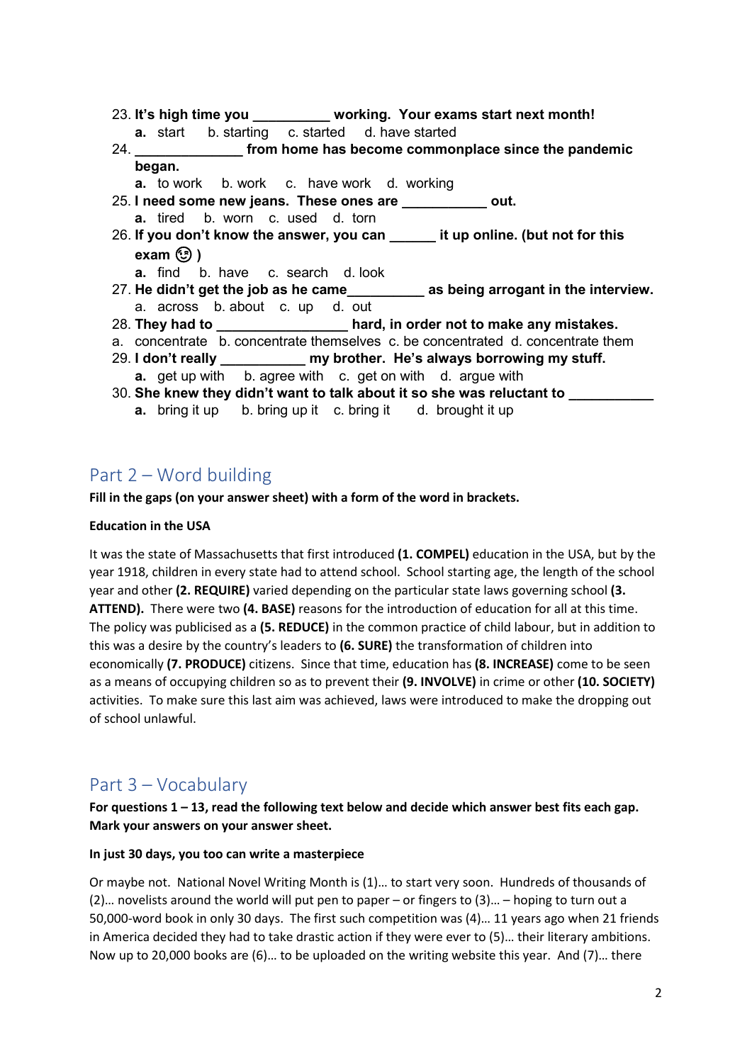23. **It's high time you __________ working. Your exams start next month!**
    **a.** start b. starting c. started d. have started
24. **______________ from home has become commonplace since the pandemic began.**
    **a.** to work b. work c. have work d. working
25. **I need some new jeans. These ones are ___________ out.**
    **a.** tired b. worn c. used d. torn
26. **If you don't know the answer, you can ______ it up online. (but not for this exam 😉 )**
    **a.** find b. have c. search d. look
27. **He didn't get the job as he came__________ as being arrogant in the interview.**
    a. across b. about c. up d. out
28. **They had to ________________ hard, in order not to make any mistakes.**
    a. concentrate b. concentrate themselves c. be concentrated d. concentrate them
29. **I don't really ___________ my brother. He's always borrowing my stuff.**
    **a.** get up with b. agree with c. get on with d. argue with
30. **She knew they didn't want to talk about it so she was reluctant to ___________**
    **a.** bring it up b. bring up it c. bring it d. brought it up

## Part 2 – Word building

**Fill in the gaps (on your answer sheet) with a form of the word in brackets.**

**Education in the USA**

It was the state of Massachusetts that first introduced **(1. COMPEL)** education in the USA, but by the year 1918, children in every state had to attend school. School starting age, the length of the school year and other **(2. REQUIRE)** varied depending on the particular state laws governing school **(3. ATTEND).** There were two **(4. BASE)** reasons for the introduction of education for all at this time. The policy was publicised as a **(5. REDUCE)** in the common practice of child labour, but in addition to this was a desire by the country's leaders to **(6. SURE)** the transformation of children into economically **(7. PRODUCE)** citizens. Since that time, education has **(8. INCREASE)** come to be seen as a means of occupying children so as to prevent their **(9. INVOLVE)** in crime or other **(10. SOCIETY)** activities. To make sure this last aim was achieved, laws were introduced to make the dropping out of school unlawful.

## Part 3 – Vocabulary

**For questions 1 – 13, read the following text below and decide which answer best fits each gap. Mark your answers on your answer sheet.**

**In just 30 days, you too can write a masterpiece**

Or maybe not. National Novel Writing Month is (1)… to start very soon. Hundreds of thousands of (2)… novelists around the world will put pen to paper – or fingers to (3)… – hoping to turn out a 50,000-word book in only 30 days. The first such competition was (4)… 11 years ago when 21 friends in America decided they had to take drastic action if they were ever to (5)… their literary ambitions. Now up to 20,000 books are (6)… to be uploaded on the writing website this year. And (7)… there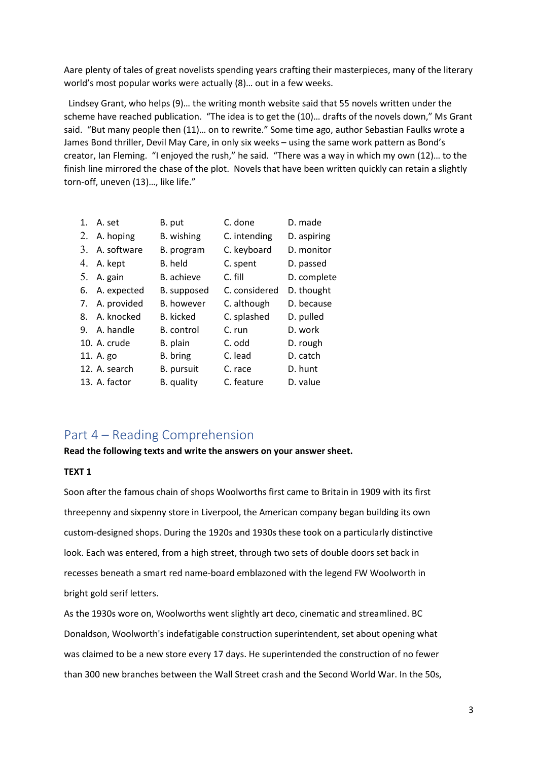Aare plenty of tales of great novelists spending years crafting their masterpieces, many of the literary world's most popular works were actually (8)… out in a few weeks.

Lindsey Grant, who helps (9)… the writing month website said that 55 novels written under the scheme have reached publication. "The idea is to get the (10)… drafts of the novels down," Ms Grant said. "But many people then (11)… on to rewrite." Some time ago, author Sebastian Faulks wrote a James Bond thriller, Devil May Care, in only six weeks – using the same work pattern as Bond's creator, Ian Fleming. "I enjoyed the rush," he said. "There was a way in which my own (12)… to the finish line mirrored the chase of the plot. Novels that have been written quickly can retain a slightly torn-off, uneven (13)…, like life."

| | | | | |
|---|---|---|---|---|
| 1. | A. set | B. put | C. done | D. made |
| 2. | A. hoping | B. wishing | C. intending | D. aspiring |
| 3. | A. software | B. program | C. keyboard | D. monitor |
| 4. | A. kept | B. held | C. spent | D. passed |
| 5. | A. gain | B. achieve | C. fill | D. complete |
| 6. | A. expected | B. supposed | C. considered | D. thought |
| 7. | A. provided | B. however | C. although | D. because |
| 8. | A. knocked | B. kicked | C. splashed | D. pulled |
| 9. | A. handle | B. control | C. run | D. work |
| 10. | A. crude | B. plain | C. odd | D. rough |
| 11. | A. go | B. bring | C. lead | D. catch |
| 12. | A. search | B. pursuit | C. race | D. hunt |
| 13. | A. factor | B. quality | C. feature | D. value |

## Part 4 – Reading Comprehension

**Read the following texts and write the answers on your answer sheet.**

**TEXT 1**

Soon after the famous chain of shops Woolworths first came to Britain in 1909 with its first threepenny and sixpenny store in Liverpool, the American company began building its own custom-designed shops. During the 1920s and 1930s these took on a particularly distinctive look. Each was entered, from a high street, through two sets of double doors set back in recesses beneath a smart red name-board emblazoned with the legend FW Woolworth in bright gold serif letters.

As the 1930s wore on, Woolworths went slightly art deco, cinematic and streamlined. BC Donaldson, Woolworth's indefatigable construction superintendent, set about opening what was claimed to be a new store every 17 days. He superintended the construction of no fewer than 300 new branches between the Wall Street crash and the Second World War. In the 50s,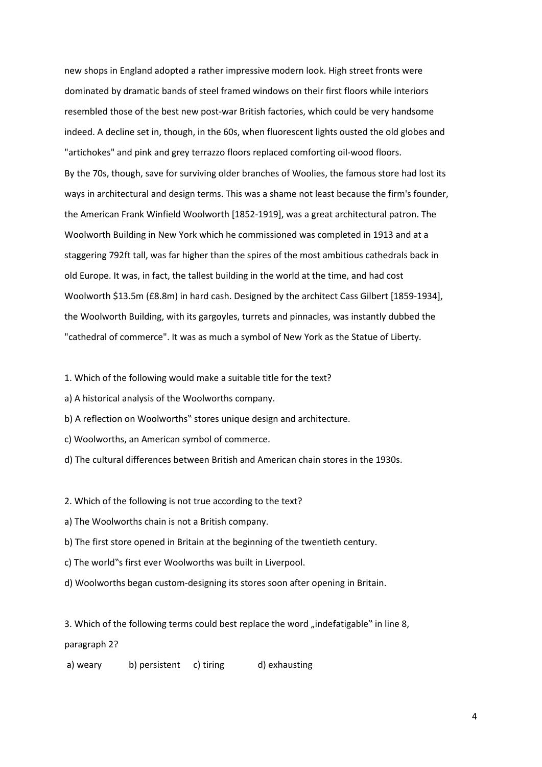new shops in England adopted a rather impressive modern look. High street fronts were dominated by dramatic bands of steel framed windows on their first floors while interiors resembled those of the best new post-war British factories, which could be very handsome indeed. A decline set in, though, in the 60s, when fluorescent lights ousted the old globes and "artichokes" and pink and grey terrazzo floors replaced comforting oil-wood floors.
By the 70s, though, save for surviving older branches of Woolies, the famous store had lost its ways in architectural and design terms. This was a shame not least because the firm's founder, the American Frank Winfield Woolworth [1852-1919], was a great architectural patron. The Woolworth Building in New York which he commissioned was completed in 1913 and at a staggering 792ft tall, was far higher than the spires of the most ambitious cathedrals back in old Europe. It was, in fact, the tallest building in the world at the time, and had cost Woolworth $13.5m (£8.8m) in hard cash. Designed by the architect Cass Gilbert [1859-1934], the Woolworth Building, with its gargoyles, turrets and pinnacles, was instantly dubbed the "cathedral of commerce". It was as much a symbol of New York as the Statue of Liberty.

1. Which of the following would make a suitable title for the text?

a) A historical analysis of the Woolworths company.

b) A reflection on Woolworths" stores unique design and architecture.

c) Woolworths, an American symbol of commerce.

d) The cultural differences between British and American chain stores in the 1930s.

2. Which of the following is not true according to the text?

a) The Woolworths chain is not a British company.

b) The first store opened in Britain at the beginning of the twentieth century.

c) The world"s first ever Woolworths was built in Liverpool.

d) Woolworths began custom-designing its stores soon after opening in Britain.

3. Which of the following terms could best replace the word „indefatigable" in line 8, paragraph 2?

a) weary  b) persistent  c) tiring  d) exhausting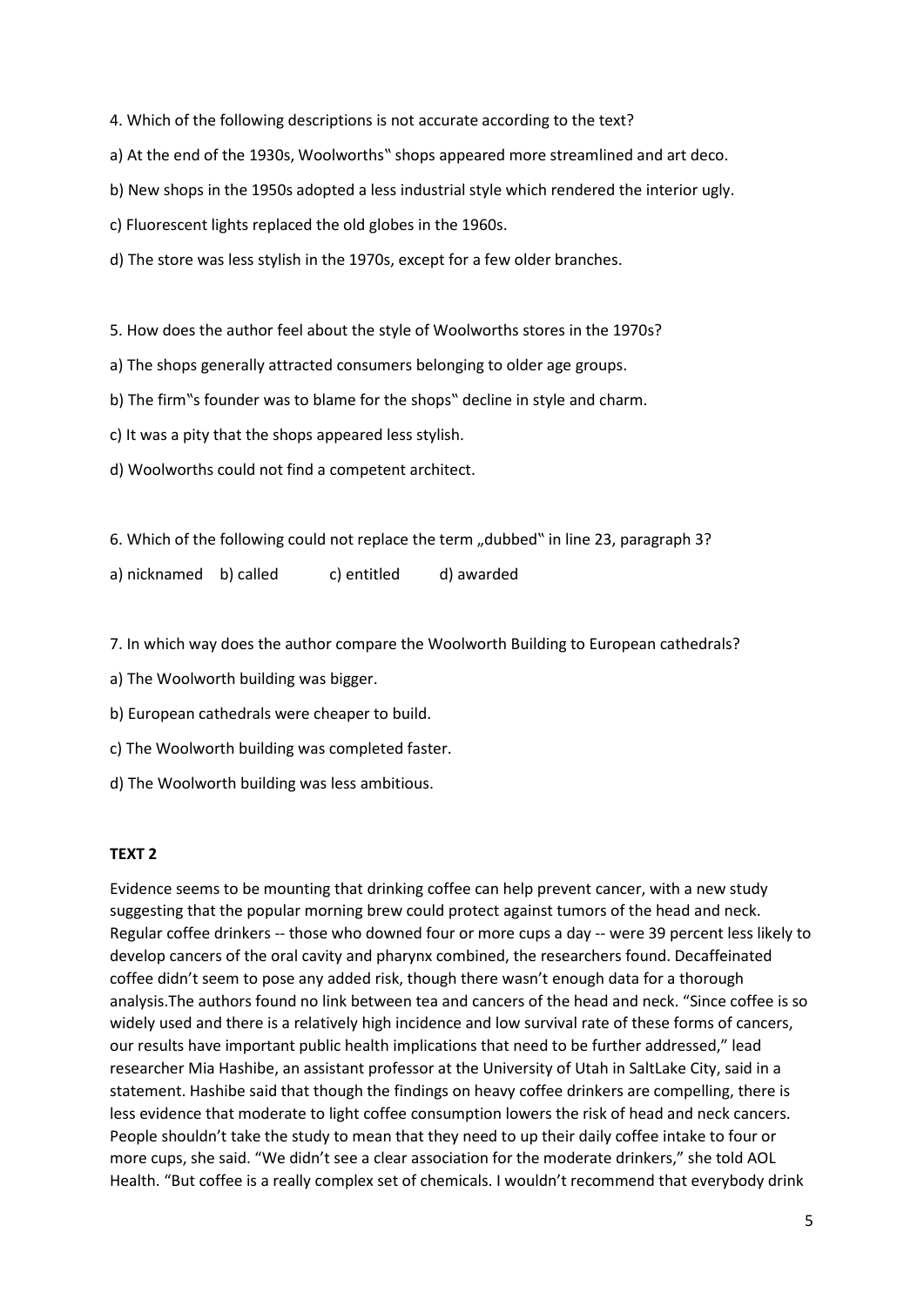4. Which of the following descriptions is not accurate according to the text?

a) At the end of the 1930s, Woolworths‟ shops appeared more streamlined and art deco.

b) New shops in the 1950s adopted a less industrial style which rendered the interior ugly.

c) Fluorescent lights replaced the old globes in the 1960s.

d) The store was less stylish in the 1970s, except for a few older branches.

5. How does the author feel about the style of Woolworths stores in the 1970s?

a) The shops generally attracted consumers belonging to older age groups.

b) The firm‟s founder was to blame for the shops‟ decline in style and charm.

c) It was a pity that the shops appeared less stylish.

d) Woolworths could not find a competent architect.

6. Which of the following could not replace the term „dubbed‟ in line 23, paragraph 3?

a) nicknamed b) called c) entitled d) awarded

7. In which way does the author compare the Woolworth Building to European cathedrals?

a) The Woolworth building was bigger.

b) European cathedrals were cheaper to build.

c) The Woolworth building was completed faster.

d) The Woolworth building was less ambitious.

**TEXT 2**

Evidence seems to be mounting that drinking coffee can help prevent cancer, with a new study suggesting that the popular morning brew could protect against tumors of the head and neck. Regular coffee drinkers -- those who downed four or more cups a day -- were 39 percent less likely to develop cancers of the oral cavity and pharynx combined, the researchers found. Decaffeinated coffee didn't seem to pose any added risk, though there wasn't enough data for a thorough analysis.The authors found no link between tea and cancers of the head and neck. "Since coffee is so widely used and there is a relatively high incidence and low survival rate of these forms of cancers, our results have important public health implications that need to be further addressed," lead researcher Mia Hashibe, an assistant professor at the University of Utah in SaltLake City, said in a statement. Hashibe said that though the findings on heavy coffee drinkers are compelling, there is less evidence that moderate to light coffee consumption lowers the risk of head and neck cancers. People shouldn't take the study to mean that they need to up their daily coffee intake to four or more cups, she said. "We didn't see a clear association for the moderate drinkers," she told AOL Health. "But coffee is a really complex set of chemicals. I wouldn't recommend that everybody drink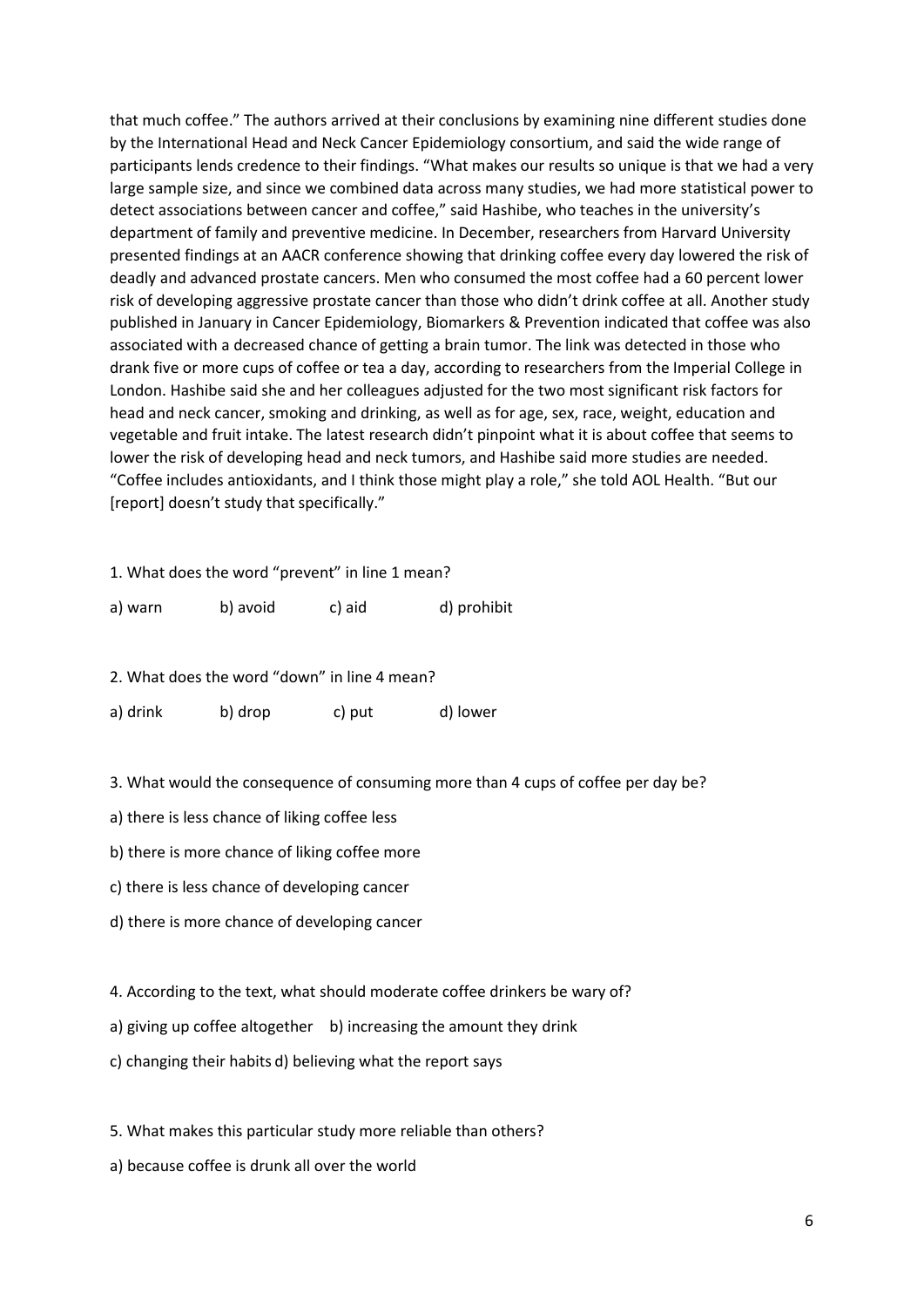that much coffee." The authors arrived at their conclusions by examining nine different studies done by the International Head and Neck Cancer Epidemiology consortium, and said the wide range of participants lends credence to their findings. "What makes our results so unique is that we had a very large sample size, and since we combined data across many studies, we had more statistical power to detect associations between cancer and coffee," said Hashibe, who teaches in the university's department of family and preventive medicine. In December, researchers from Harvard University presented findings at an AACR conference showing that drinking coffee every day lowered the risk of deadly and advanced prostate cancers. Men who consumed the most coffee had a 60 percent lower risk of developing aggressive prostate cancer than those who didn't drink coffee at all. Another study published in January in Cancer Epidemiology, Biomarkers & Prevention indicated that coffee was also associated with a decreased chance of getting a brain tumor. The link was detected in those who drank five or more cups of coffee or tea a day, according to researchers from the Imperial College in London. Hashibe said she and her colleagues adjusted for the two most significant risk factors for head and neck cancer, smoking and drinking, as well as for age, sex, race, weight, education and vegetable and fruit intake. The latest research didn't pinpoint what it is about coffee that seems to lower the risk of developing head and neck tumors, and Hashibe said more studies are needed. "Coffee includes antioxidants, and I think those might play a role," she told AOL Health. "But our [report] doesn't study that specifically."

1. What does the word "prevent" in line 1 mean?

a) warn b) avoid c) aid d) prohibit

2. What does the word "down" in line 4 mean?

a) drink b) drop c) put d) lower

3. What would the consequence of consuming more than 4 cups of coffee per day be?

a) there is less chance of liking coffee less

b) there is more chance of liking coffee more

c) there is less chance of developing cancer

d) there is more chance of developing cancer

4. According to the text, what should moderate coffee drinkers be wary of?

a) giving up coffee altogether b) increasing the amount they drink

c) changing their habits d) believing what the report says

5. What makes this particular study more reliable than others?

a) because coffee is drunk all over the world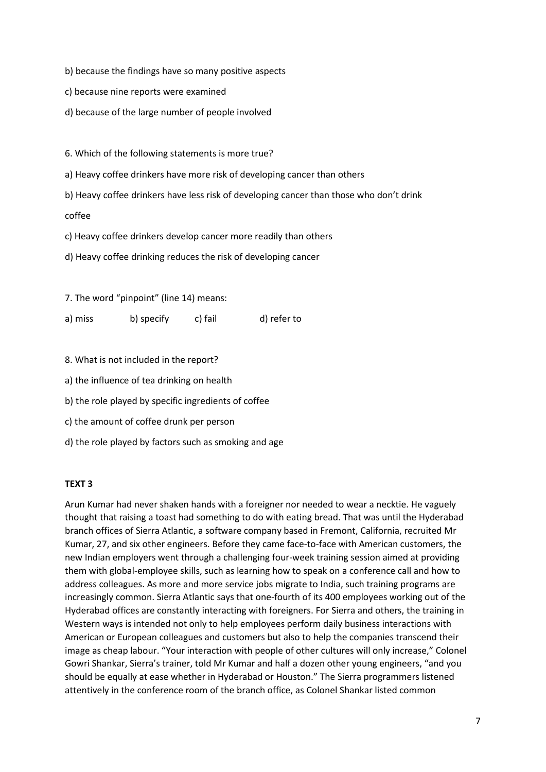b) because the findings have so many positive aspects

c) because nine reports were examined

d) because of the large number of people involved

6. Which of the following statements is more true?

a) Heavy coffee drinkers have more risk of developing cancer than others

b) Heavy coffee drinkers have less risk of developing cancer than those who don't drink coffee

c) Heavy coffee drinkers develop cancer more readily than others

d) Heavy coffee drinking reduces the risk of developing cancer

7. The word "pinpoint" (line 14) means:

a) miss  b) specify  c) fail  d) refer to

8. What is not included in the report?

a) the influence of tea drinking on health

b) the role played by specific ingredients of coffee

c) the amount of coffee drunk per person

d) the role played by factors such as smoking and age

**TEXT 3**

Arun Kumar had never shaken hands with a foreigner nor needed to wear a necktie. He vaguely thought that raising a toast had something to do with eating bread. That was until the Hyderabad branch offices of Sierra Atlantic, a software company based in Fremont, California, recruited Mr Kumar, 27, and six other engineers. Before they came face-to-face with American customers, the new Indian employers went through a challenging four-week training session aimed at providing them with global-employee skills, such as learning how to speak on a conference call and how to address colleagues. As more and more service jobs migrate to India, such training programs are increasingly common. Sierra Atlantic says that one-fourth of its 400 employees working out of the Hyderabad offices are constantly interacting with foreigners. For Sierra and others, the training in Western ways is intended not only to help employees perform daily business interactions with American or European colleagues and customers but also to help the companies transcend their image as cheap labour. "Your interaction with people of other cultures will only increase," Colonel Gowri Shankar, Sierra's trainer, told Mr Kumar and half a dozen other young engineers, "and you should be equally at ease whether in Hyderabad or Houston." The Sierra programmers listened attentively in the conference room of the branch office, as Colonel Shankar listed common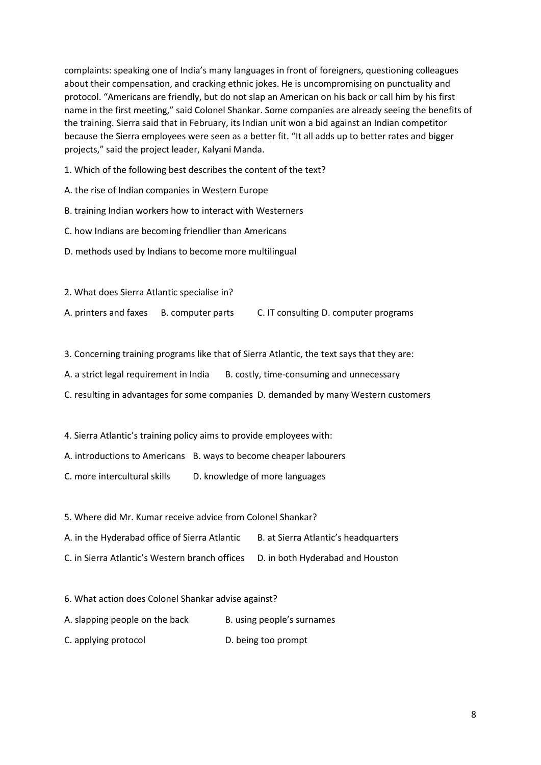complaints: speaking one of India's many languages in front of foreigners, questioning colleagues about their compensation, and cracking ethnic jokes. He is uncompromising on punctuality and protocol. "Americans are friendly, but do not slap an American on his back or call him by his first name in the first meeting," said Colonel Shankar. Some companies are already seeing the benefits of the training. Sierra said that in February, its Indian unit won a bid against an Indian competitor because the Sierra employees were seen as a better fit. "It all adds up to better rates and bigger projects," said the project leader, Kalyani Manda.

1. Which of the following best describes the content of the text?

A. the rise of Indian companies in Western Europe

B. training Indian workers how to interact with Westerners

C. how Indians are becoming friendlier than Americans

D. methods used by Indians to become more multilingual

2. What does Sierra Atlantic specialise in?

A. printers and faxes B. computer parts C. IT consulting D. computer programs

3. Concerning training programs like that of Sierra Atlantic, the text says that they are:

A. a strict legal requirement in India B. costly, time-consuming and unnecessary

C. resulting in advantages for some companies D. demanded by many Western customers

4. Sierra Atlantic's training policy aims to provide employees with:

A. introductions to Americans B. ways to become cheaper labourers

C. more intercultural skills D. knowledge of more languages

5. Where did Mr. Kumar receive advice from Colonel Shankar?

A. in the Hyderabad office of Sierra Atlantic B. at Sierra Atlantic's headquarters

C. in Sierra Atlantic's Western branch offices D. in both Hyderabad and Houston

6. What action does Colonel Shankar advise against?

A. slapping people on the back B. using people's surnames

C. applying protocol D. being too prompt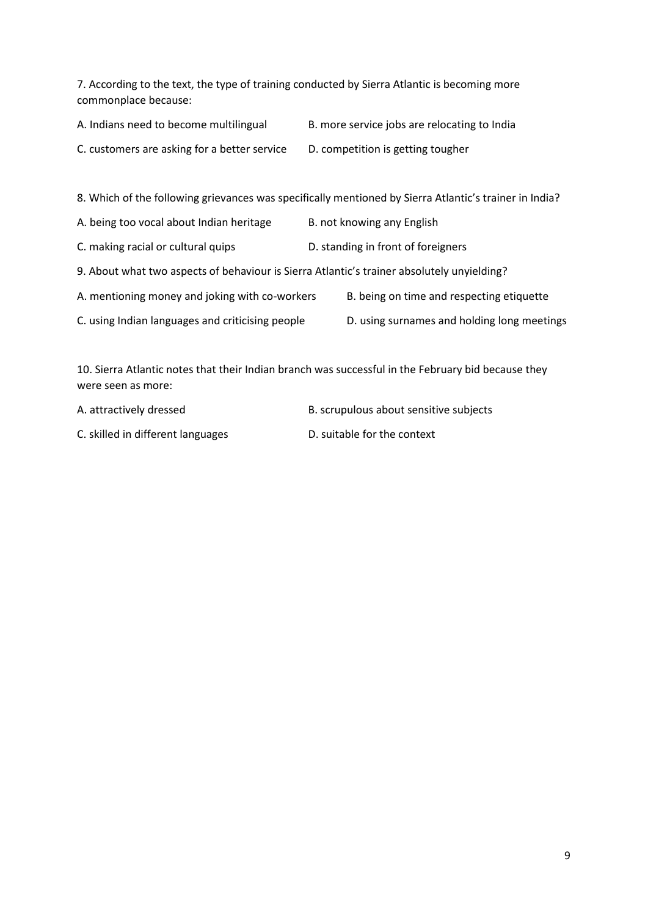7. According to the text, the type of training conducted by Sierra Atlantic is becoming more commonplace because:

A. Indians need to become multilingual

B. more service jobs are relocating to India

C. customers are asking for a better service

D. competition is getting tougher

8. Which of the following grievances was specifically mentioned by Sierra Atlantic's trainer in India?

A. being too vocal about Indian heritage

B. not knowing any English

C. making racial or cultural quips

D. standing in front of foreigners

9. About what two aspects of behaviour is Sierra Atlantic's trainer absolutely unyielding?

A. mentioning money and joking with co-workers

B. being on time and respecting etiquette

C. using Indian languages and criticising people

D. using surnames and holding long meetings

10. Sierra Atlantic notes that their Indian branch was successful in the February bid because they were seen as more:

A. attractively dressed

B. scrupulous about sensitive subjects

C. skilled in different languages

D. suitable for the context